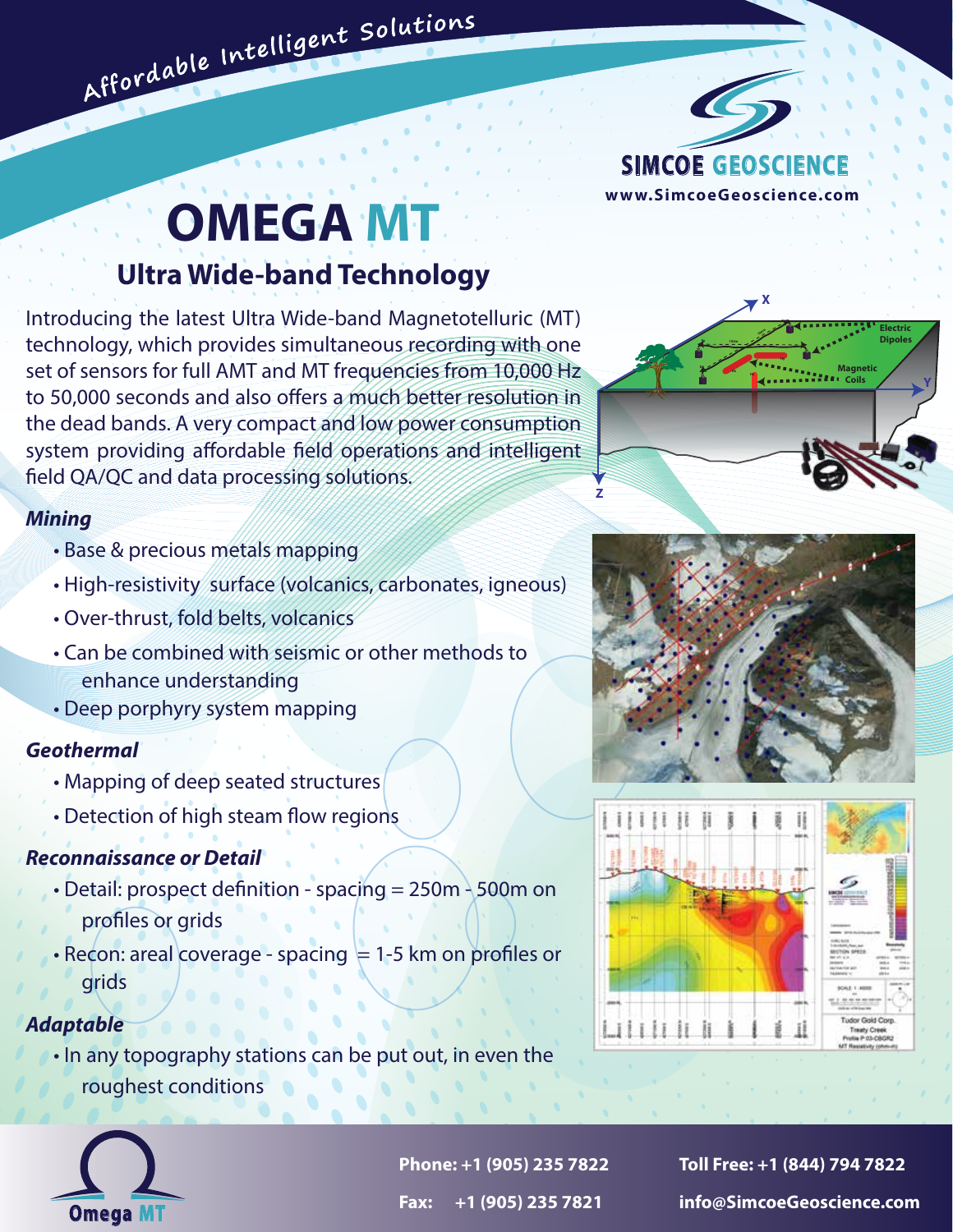Affordable Intelligent Solutions

SIMCOE GEOSCIENCE

www.SimcoeGeoscience.com

# OMEGA MT

## Ultra Wide-band Technology

Introducing the latest Ultra Wide-band Magnetotelluric (MT) technology, which provides simultaneous recording with one set of sensors for full AMT and MT frequencies from 10,000 Hz to 50,000 seconds and also offers a much better resolution in the dead bands. A very compact and low power consumption system providing affordable field operations and intelligent field QA/QC and data processing solutions.

***Mining***

- Base & precious metals mapping
- High-resistivity surface (volcanics, carbonates, igneous)
- Over-thrust, fold belts, volcanics
- Can be combined with seismic or other methods to enhance understanding
- Deep porphyry system mapping

***Geothermal***

- Mapping of deep seated structures
- Detection of high steam flow regions

***Reconnaissance or Detail***

- Detail: prospect definition - spacing = 250m - 500m on profiles or grids
- Recon: areal coverage - spacing = 1-5 km on profiles or grids

***Adaptable***

- In any topography stations can be put out, in even the roughest conditions

Omega MT

**Phone: +1 (905) 235 7822**

**Fax: +1 (905) 235 7821**

**Toll Free: +1 (844) 794 7822**

**info@SimcoeGeoscience.com**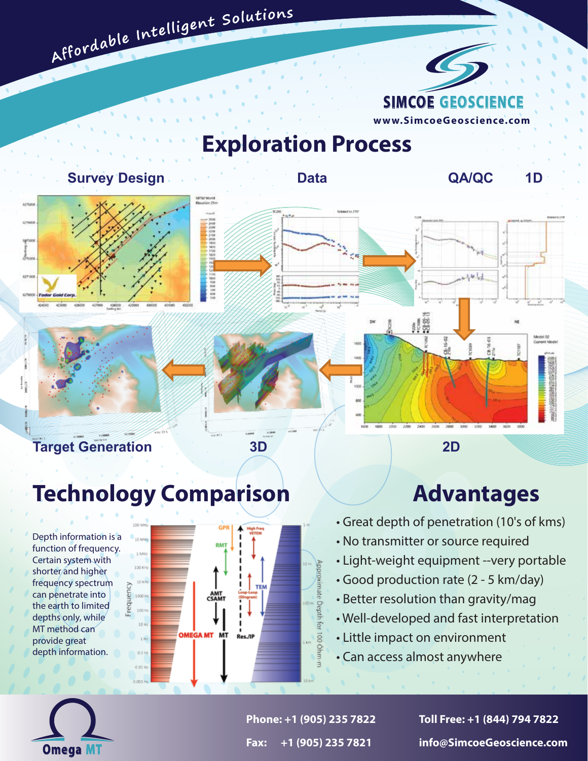Affordable Intelligent Solutions

SIMCOE GEOSCIENCE

www.SimcoeGeoscience.com

# Exploration Process

Survey Design

Data

QA/QC

1D

Target Generation

3D

2D

## Technology Comparison

Depth information is a function of frequency. Certain system with shorter and higher frequency spectrum can penetrate into the earth to limited depths only, while MT method can provide great depth information.

100 MHz
10 MHz
1 MHz
100 KHz
10 KHz
1000 Hz
100 Hz
10 Hz
1 Hz
0.1 Hz
0.01 Hz
0.001 Hz

Frequency

GPR
RMT
AMT CSAMT
OMEGA MT
MT
High Freq VETEM
Loop-Loop (Slingram)
TEM
Res./IP

Approximate Depth for 100 Ohm-m

1 m
10 m
100 m
1 km
10 km

## Advantages

- Great depth of penetration (10's of kms)
- No transmitter or source required
- Light-weight equipment --very portable
- Good production rate (2 - 5 km/day)
- Better resolution than gravity/mag
- Well-developed and fast interpretation
- Little impact on environment
- Can access almost anywhere

Omega MT

**Phone: +1 (905) 235 7822**

**Fax: +1 (905) 235 7821**

**Toll Free: +1 (844) 794 7822**

**info@SimcoeGeoscience.com**